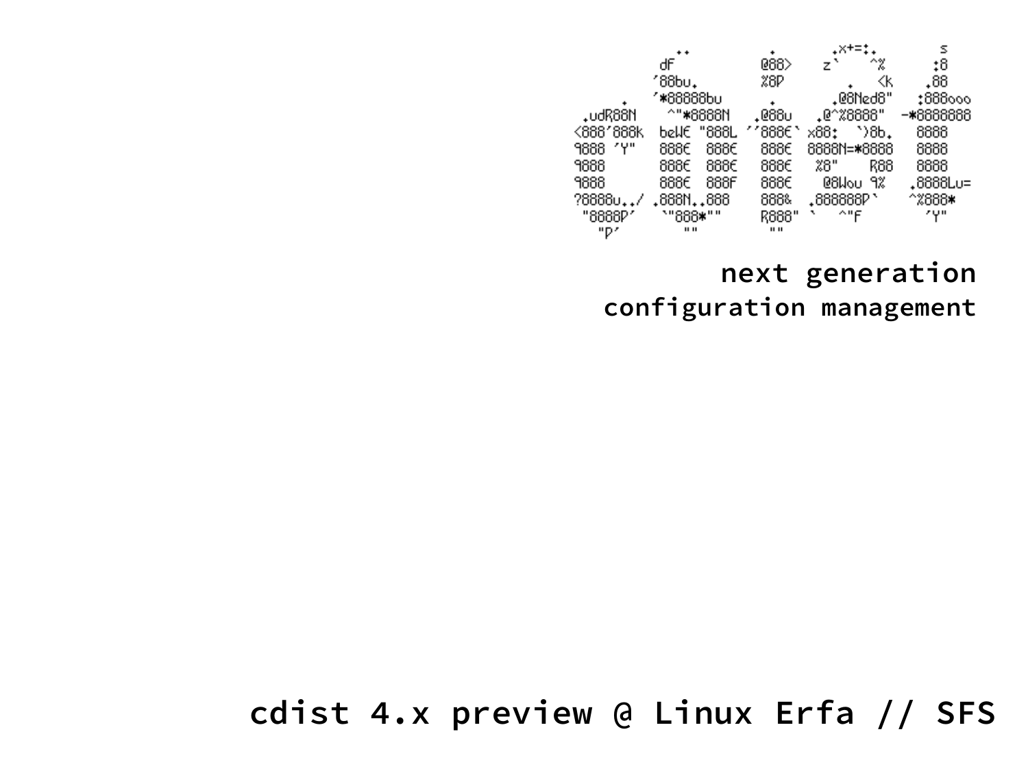```
          .+.                 .         .x+=:.         s
          dF                 @88>      z`    ^%       :8
         '88bu.              %8P          .   <k     .88
         '*88888bu            .         .@8Ned8"    :888ooo
    .udR88N   ^"*8888N     .@88u     .@^%8888"   -*8888888
   <888'888k  beWE "888L  ''888E`  x88:  `)8b.    8888
   9888 'Y"   888E  888E    888E   8888N=*8888    8888
   9888       888E  888E    888E    %8"    R88    8888
   9888       888E  888F    888E     @8Wou 9%   .8888Lu=
   ?8888u../ .888N..888     888&   .888888P`    ^%888*
    "8888P'   `"888*""      R888" `   ^"F         'Y"
      "P'        ""          ""
```

**next generation**
**configuration management**

# cdist 4.x preview @ Linux Erfa // SFS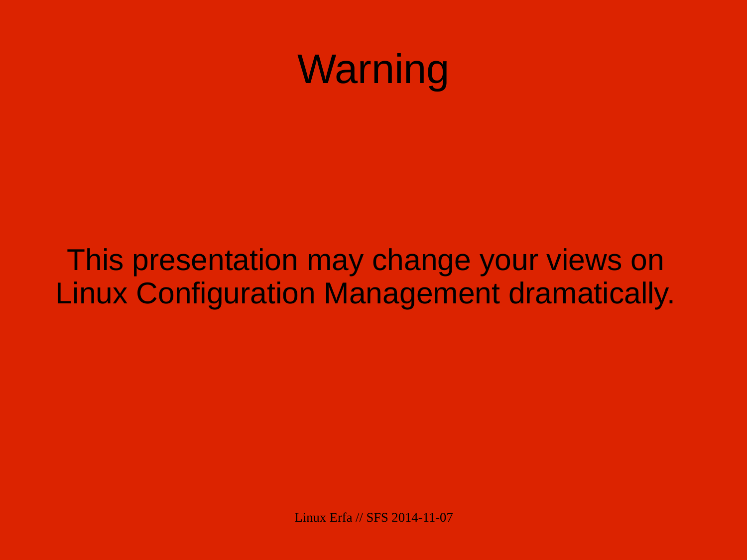# Warning

This presentation may change your views on Linux Configuration Management dramatically.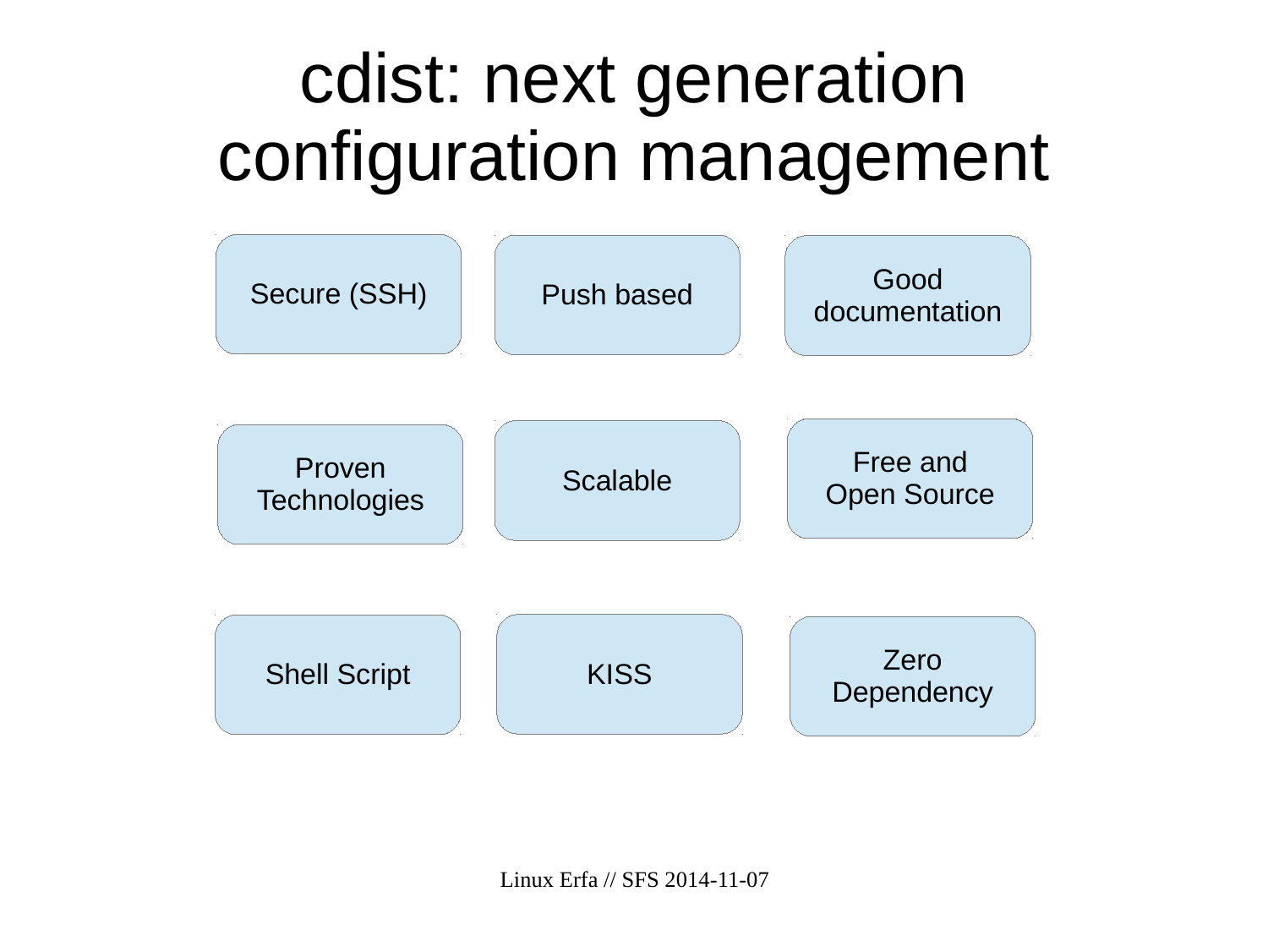# cdist: next generation configuration management

- Secure (SSH)
- Push based
- Good documentation
- Proven Technologies
- Scalable
- Free and Open Source
- Shell Script
- KISS
- Zero Dependency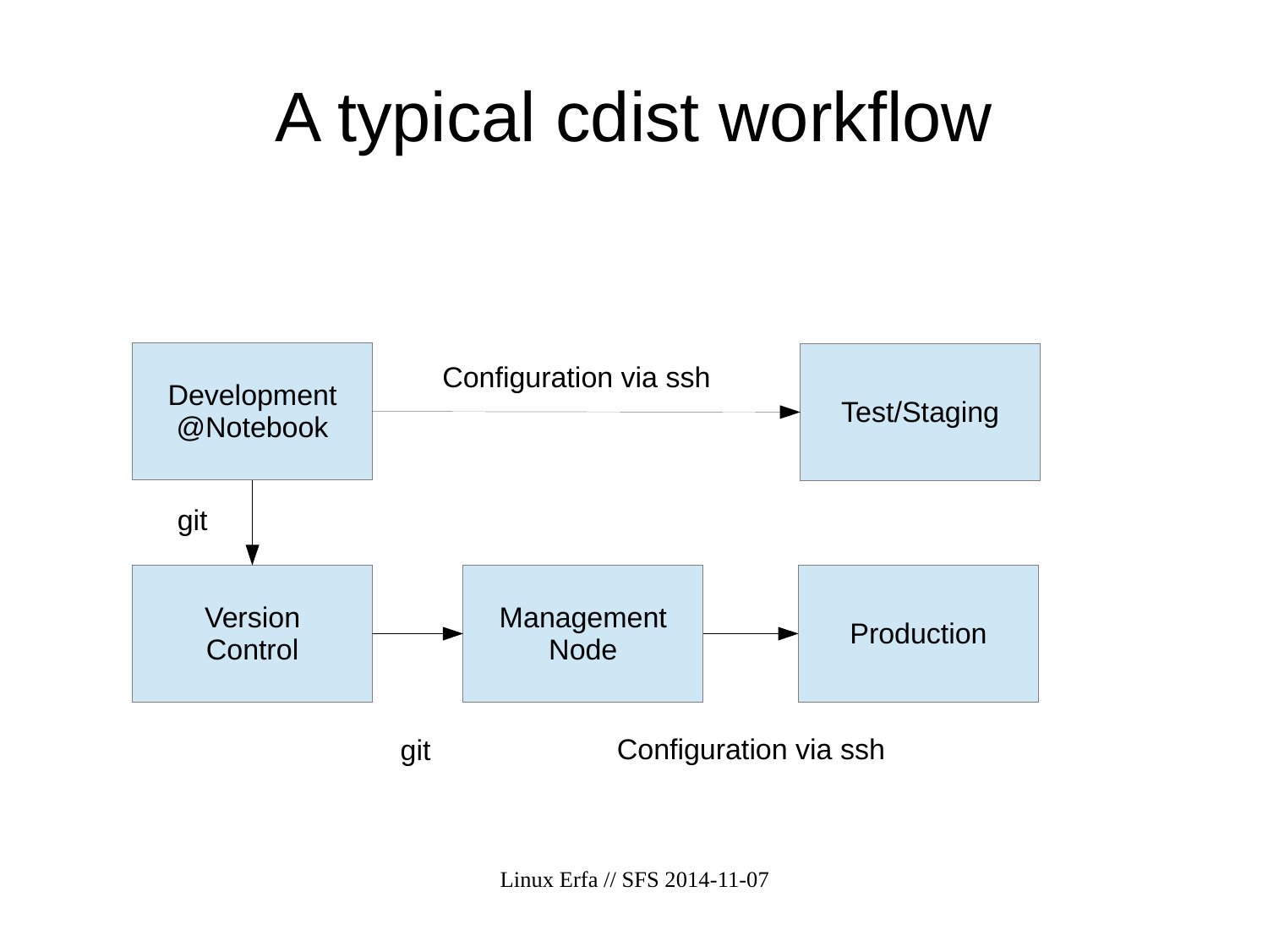# A typical cdist workflow

Development @Notebook

Configuration via ssh

Test/Staging

git

Version Control

Management Node

Production

git

Configuration via ssh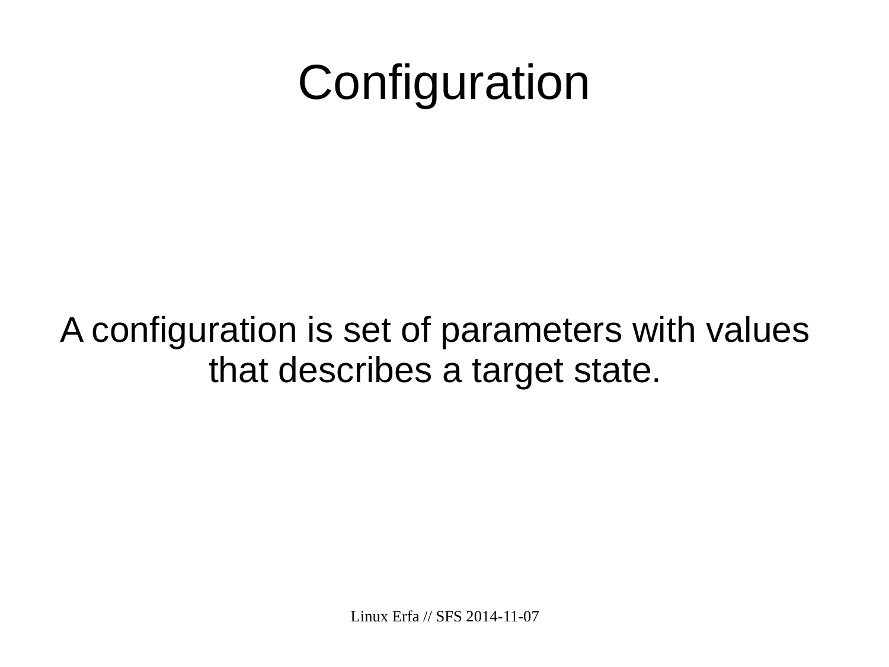# Configuration

A configuration is set of parameters with values that describes a target state.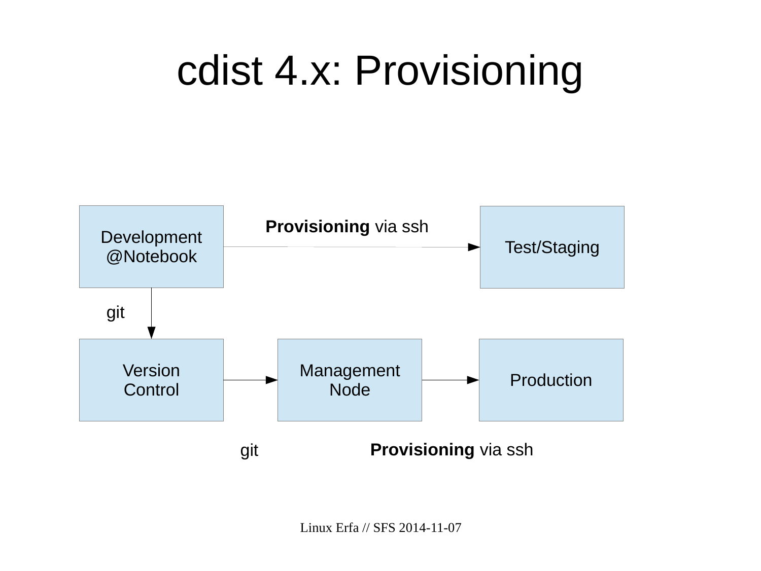# cdist 4.x: Provisioning

Development @Notebook

**Provisioning** via ssh

Test/Staging

git

Version Control

Management Node

Production

git

**Provisioning** via ssh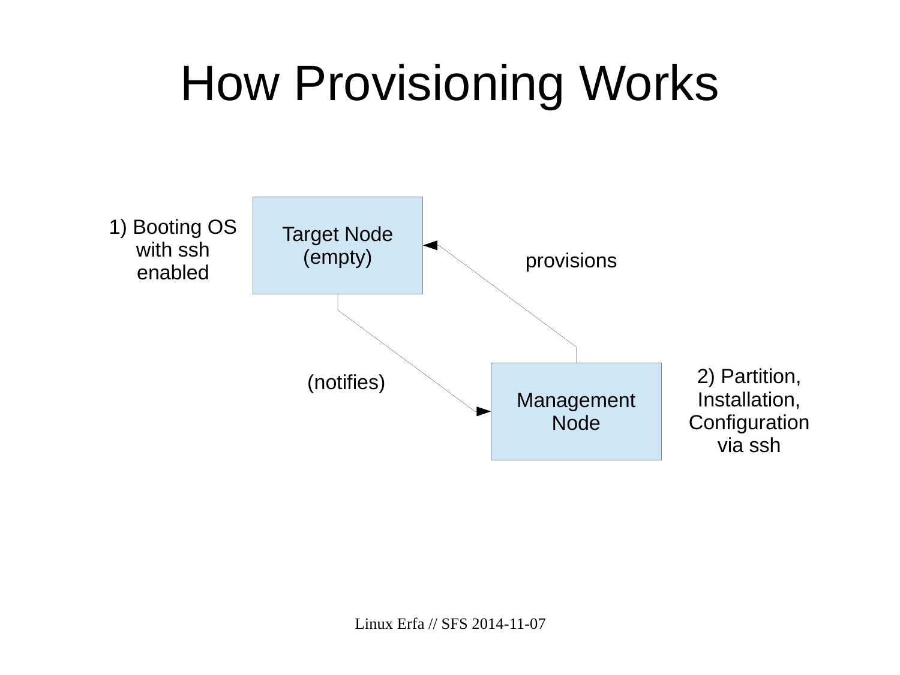# How Provisioning Works

1) Booting OS with ssh enabled

Target Node (empty)

provisions

(notifies)

Management Node

2) Partition, Installation, Configuration via ssh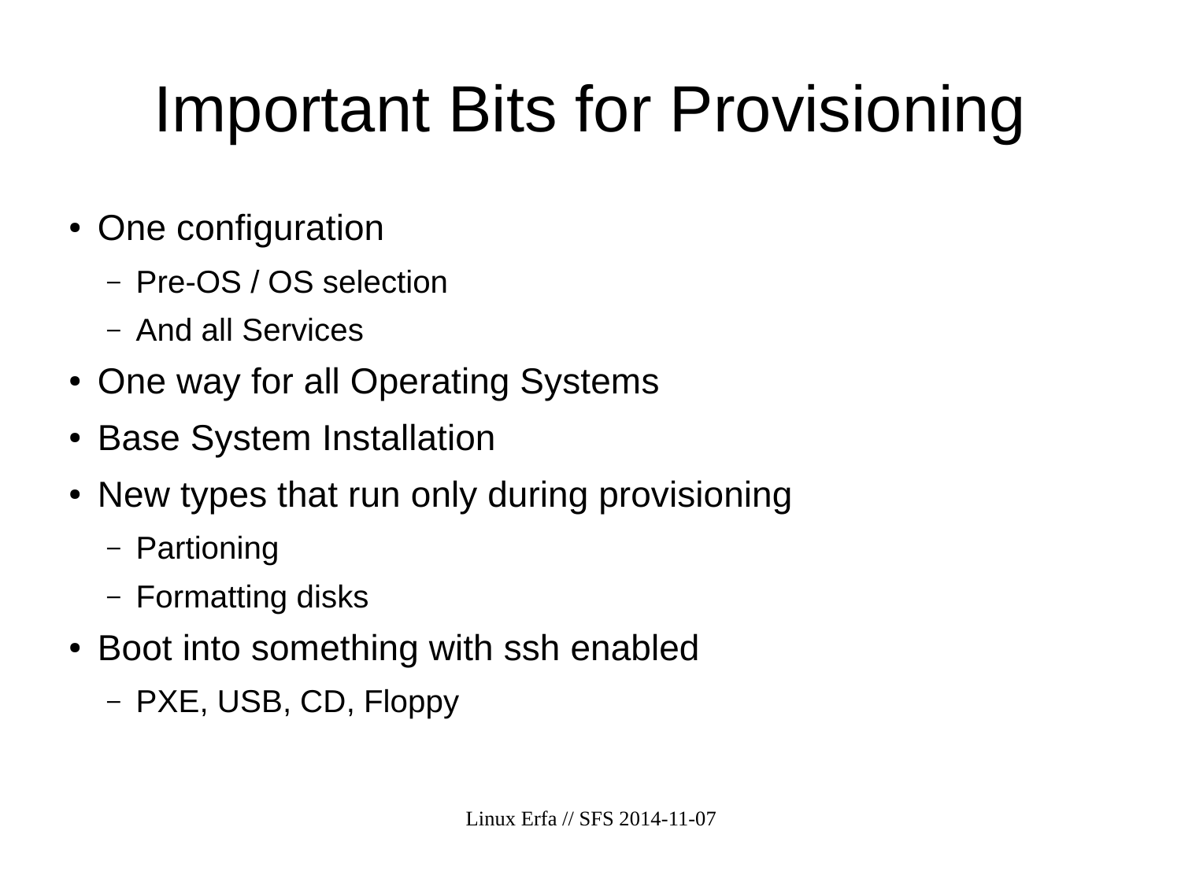# Important Bits for Provisioning

- One configuration
  - Pre-OS / OS selection
  - And all Services
- One way for all Operating Systems
- Base System Installation
- New types that run only during provisioning
  - Partioning
  - Formatting disks
- Boot into something with ssh enabled
  - PXE, USB, CD, Floppy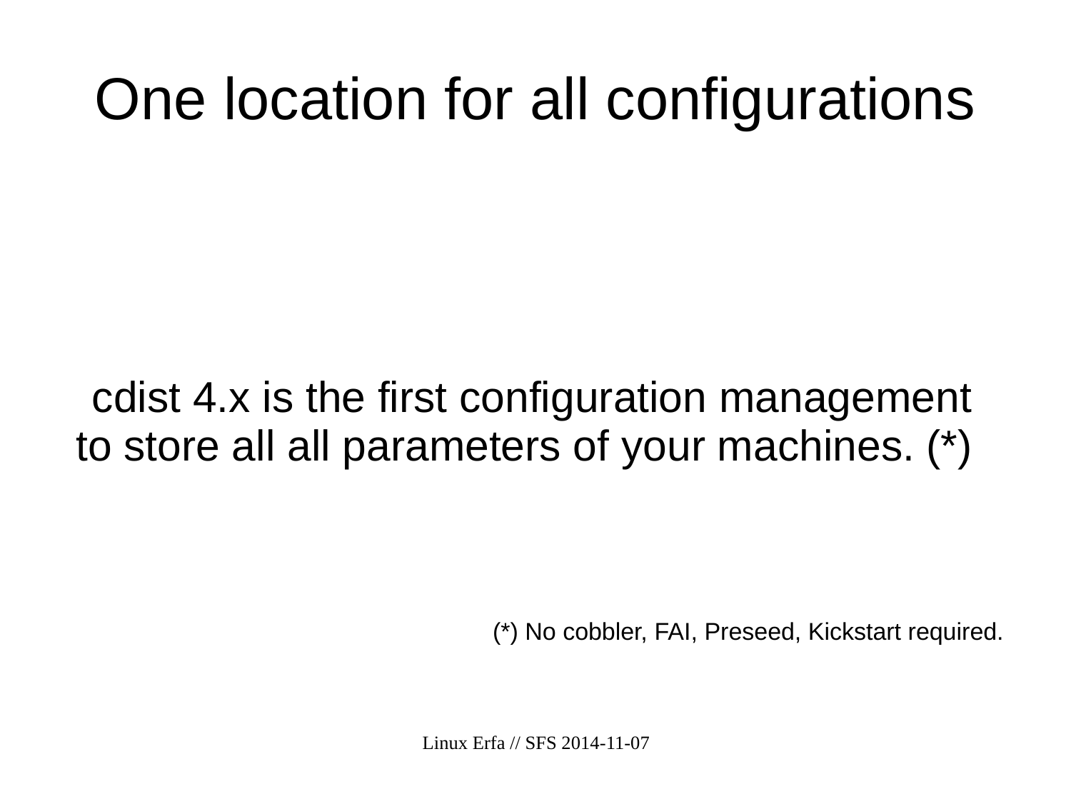# One location for all configurations

cdist 4.x is the first configuration management to store all all parameters of your machines. (*)

(*) No cobbler, FAI, Preseed, Kickstart required.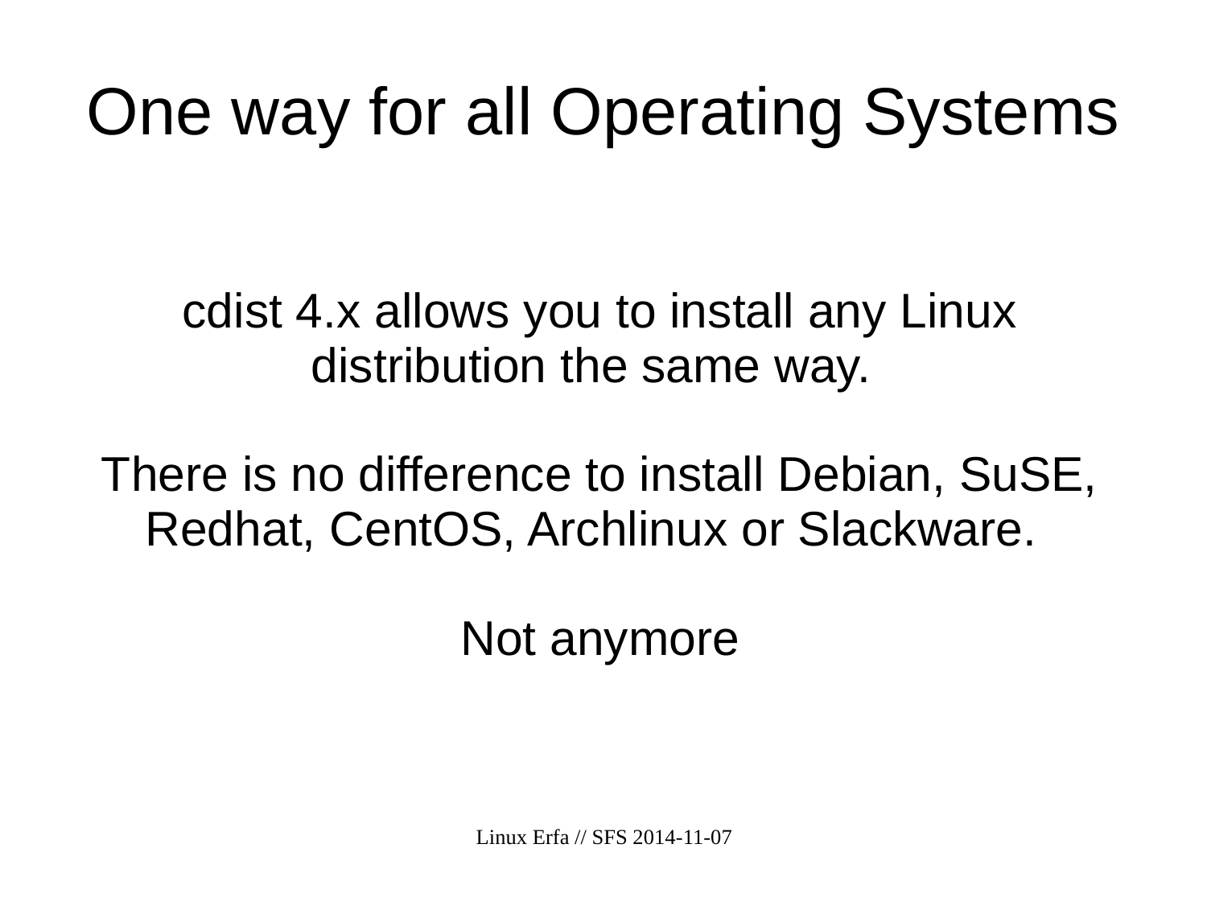# One way for all Operating Systems

cdist 4.x allows you to install any Linux distribution the same way.

There is no difference to install Debian, SuSE, Redhat, CentOS, Archlinux or Slackware.

Not anymore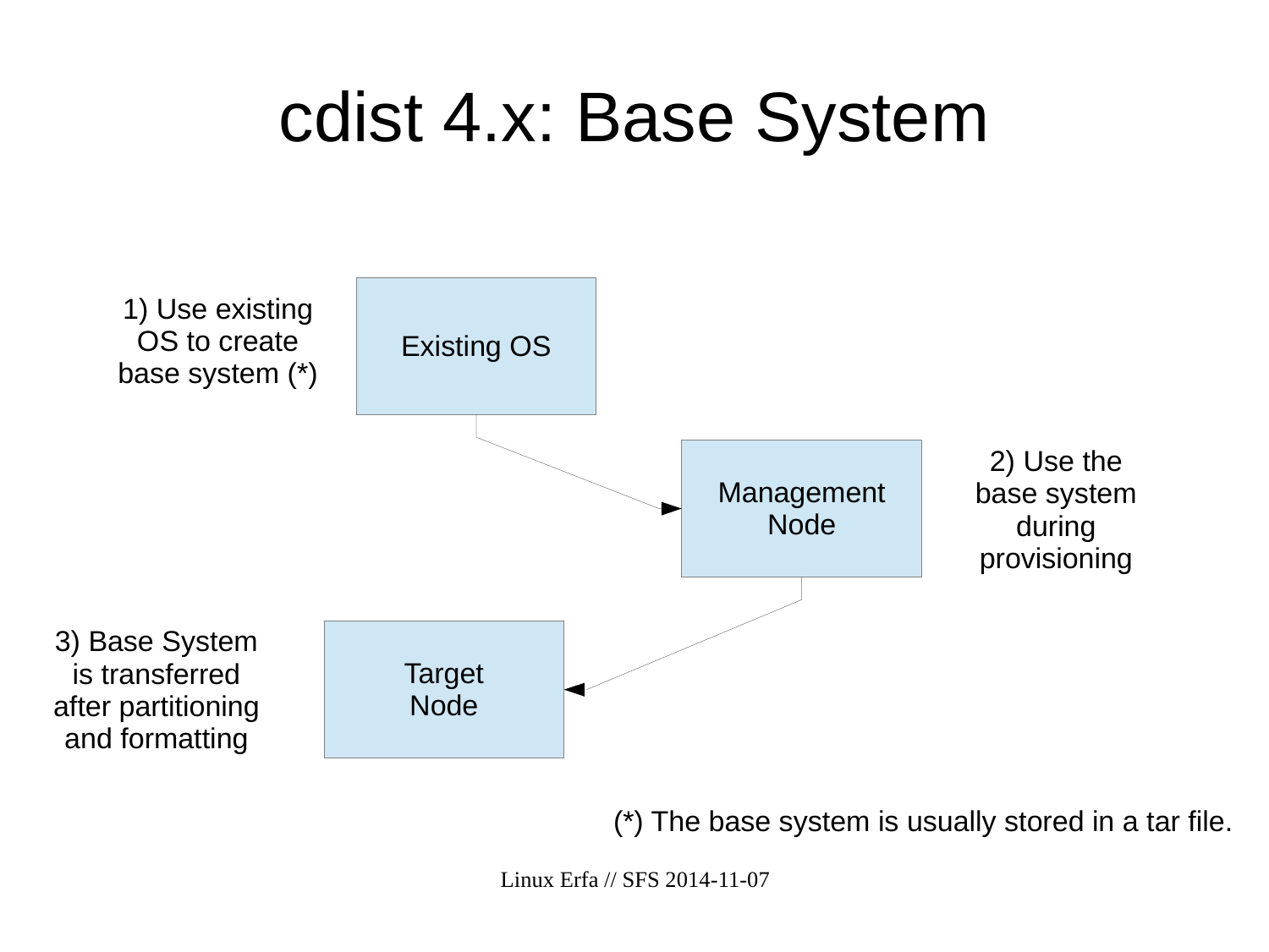# cdist 4.x: Base System

1) Use existing OS to create base system (*)

Existing OS

Management Node

2) Use the base system during provisioning

3) Base System is transferred after partitioning and formatting

Target Node

(*) The base system is usually stored in a tar file.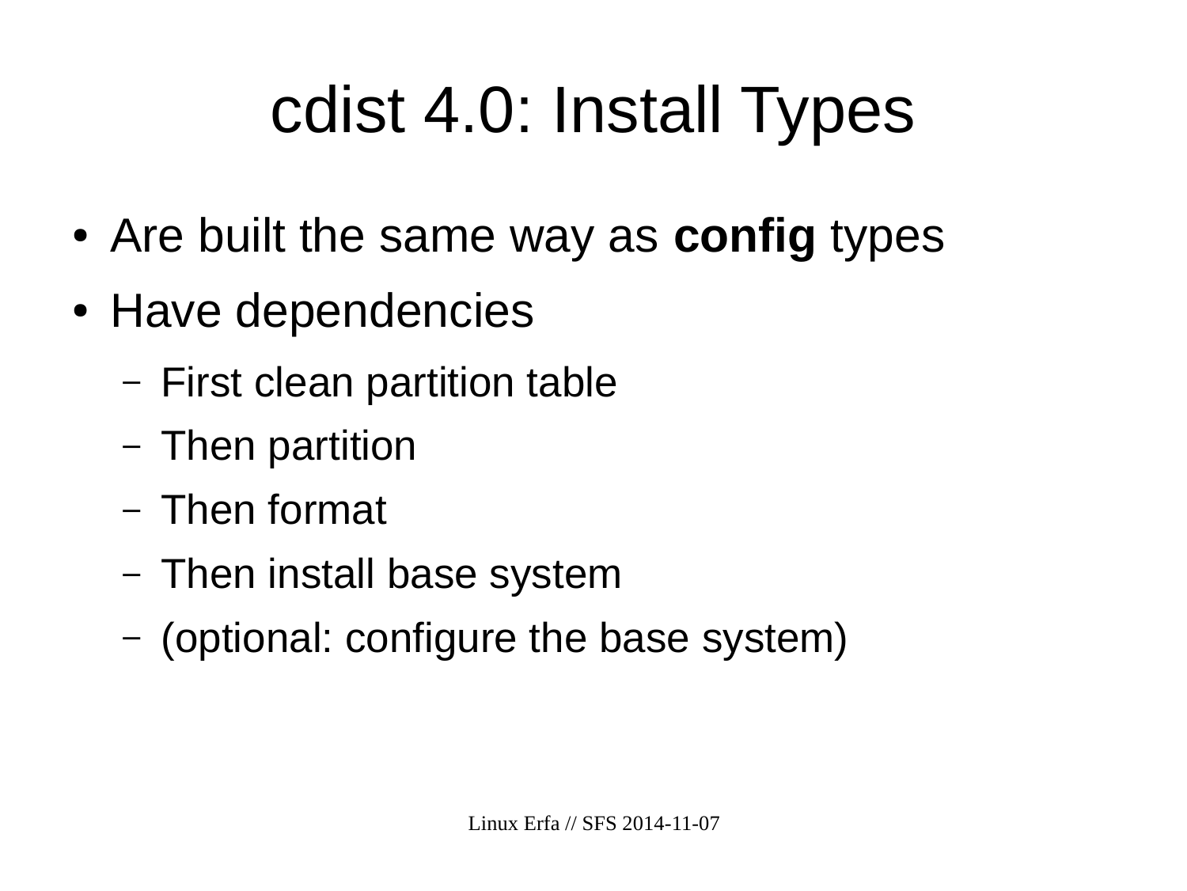# cdist 4.0: Install Types

- Are built the same way as **config** types
- Have dependencies
  - First clean partition table
  - Then partition
  - Then format
  - Then install base system
  - (optional: configure the base system)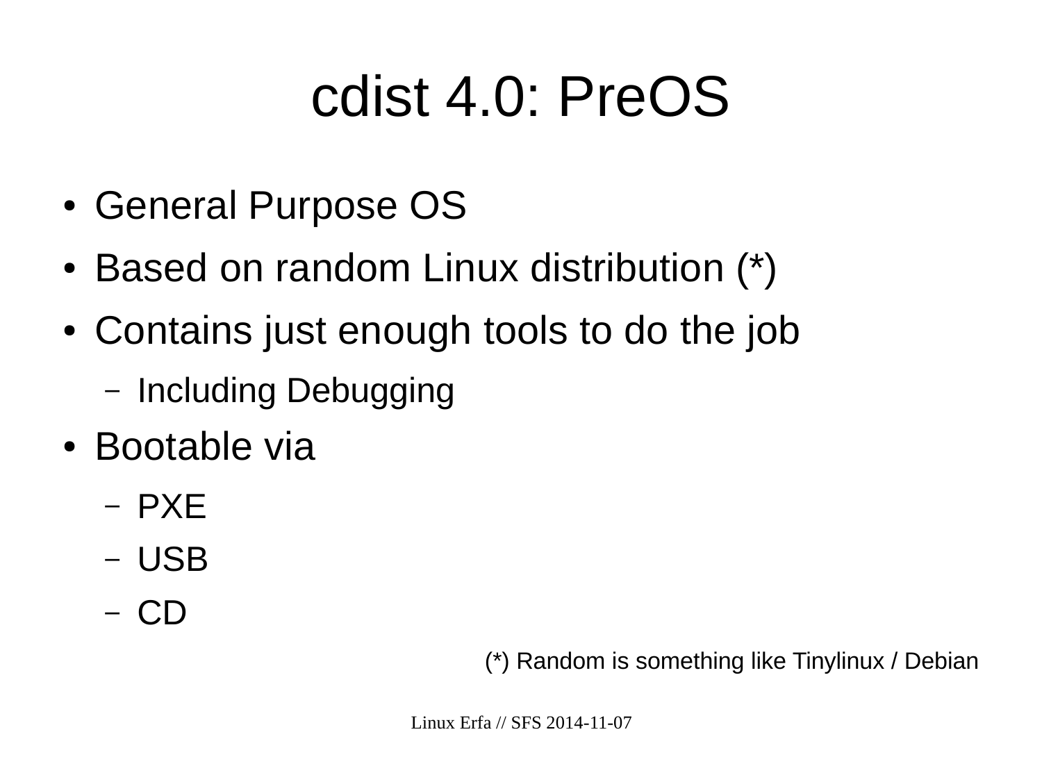# cdist 4.0: PreOS

- General Purpose OS
- Based on random Linux distribution (*)
- Contains just enough tools to do the job
  - Including Debugging
- Bootable via
  - PXE
  - USB
  - CD

(*) Random is something like Tinylinux / Debian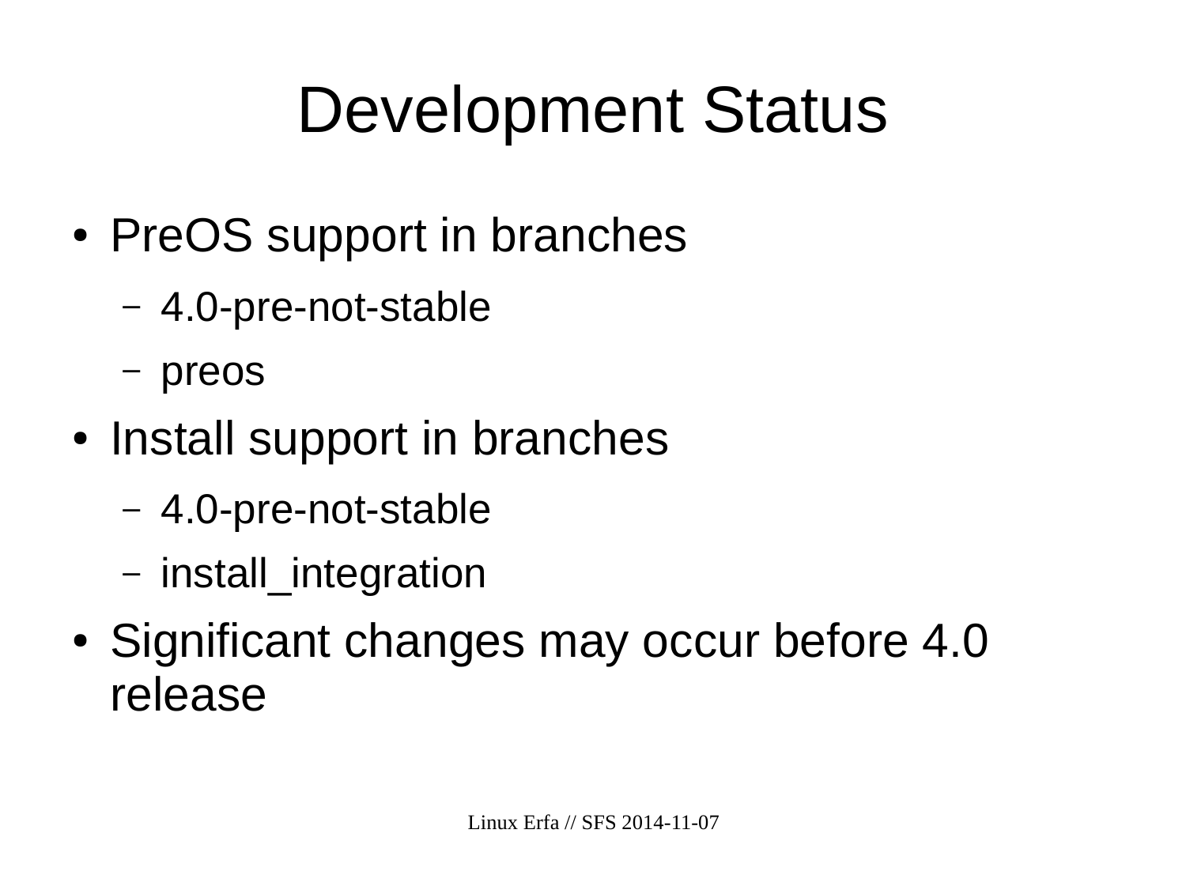# Development Status

- PreOS support in branches
  - 4.0-pre-not-stable
  - preos
- Install support in branches
  - 4.0-pre-not-stable
  - install_integration
- Significant changes may occur before 4.0 release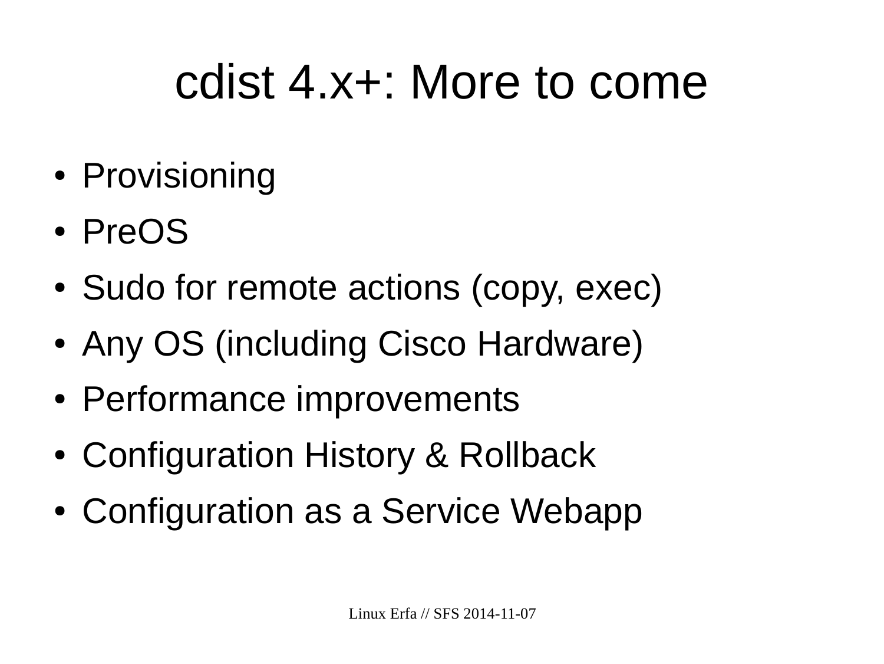# cdist 4.x+: More to come

- Provisioning
- PreOS
- Sudo for remote actions (copy, exec)
- Any OS (including Cisco Hardware)
- Performance improvements
- Configuration History & Rollback
- Configuration as a Service Webapp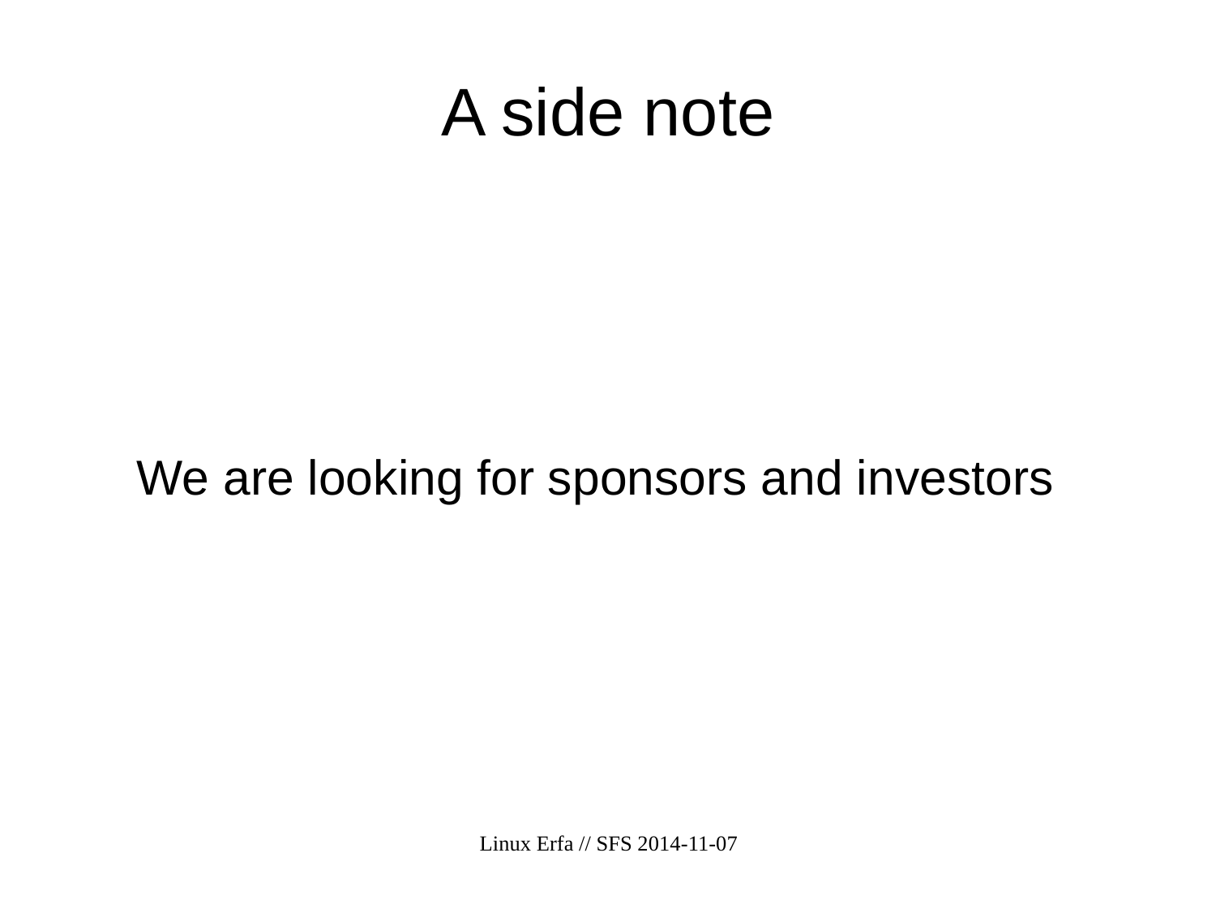# A side note

We are looking for sponsors and investors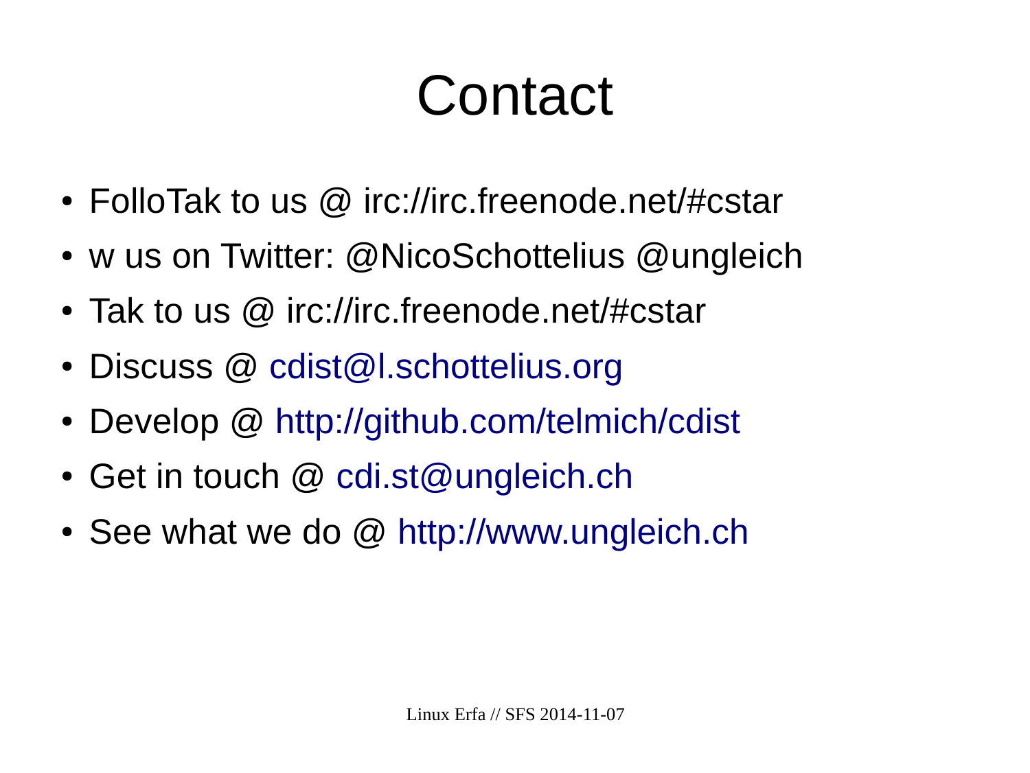# Contact

- FolloTak to us @ irc://irc.freenode.net/#cstar
- w us on Twitter: @NicoSchottelius @ungleich
- Tak to us @ irc://irc.freenode.net/#cstar
- Discuss @ cdist@l.schottelius.org
- Develop @ http://github.com/telmich/cdist
- Get in touch @ cdi.st@ungleich.ch
- See what we do @ http://www.ungleich.ch